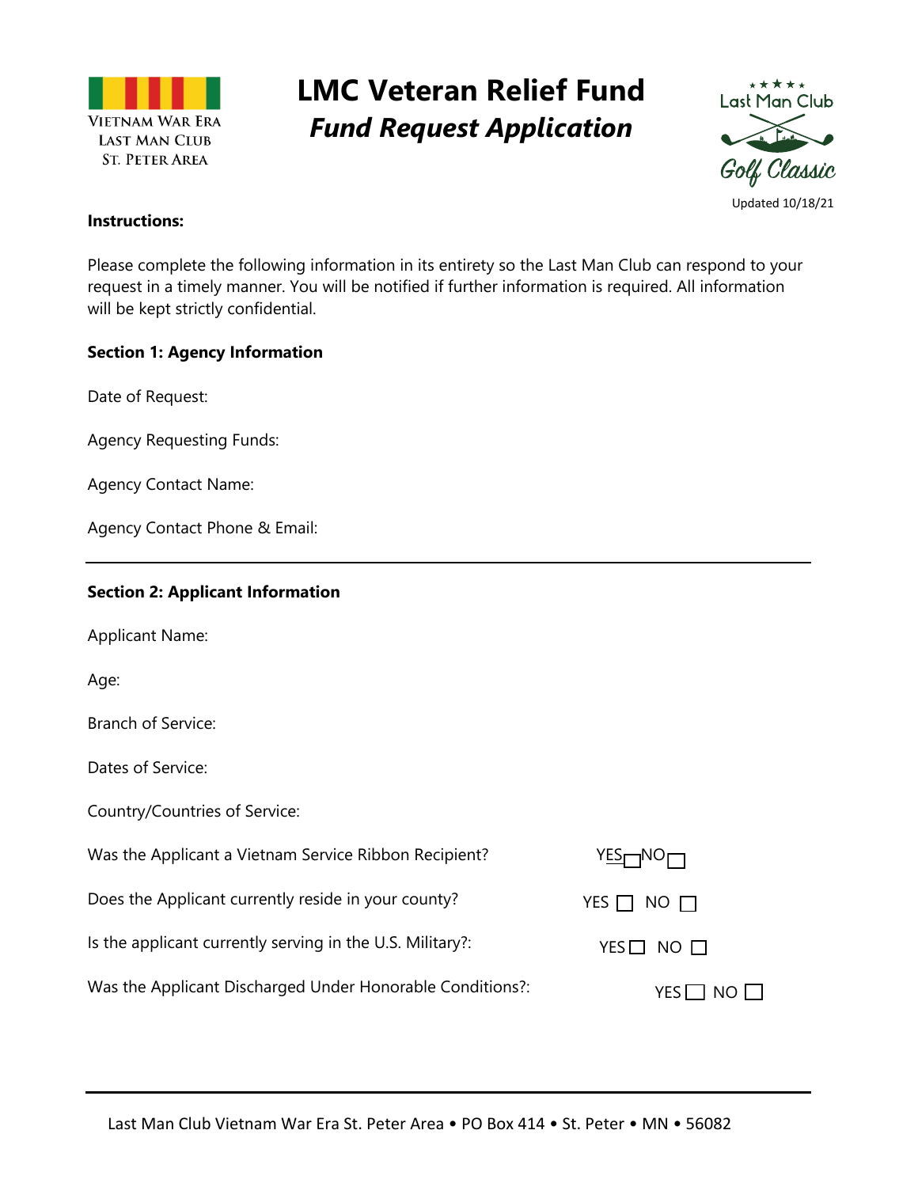VIETNAM WAR ERA
LAST MAN CLUB
ST. PETER AREA

# LMC Veteran Relief Fund

## *Fund Request Application*

Last Man Club
Golf Classic

Updated 10/18/21

**Instructions:**

Please complete the following information in its entirety so the Last Man Club can respond to your request in a timely manner. You will be notified if further information is required. All information will be kept strictly confidential.

**Section 1: Agency Information**

Date of Request:

Agency Requesting Funds:

Agency Contact Name:

Agency Contact Phone & Email:

---

**Section 2: Applicant Information**

Applicant Name:

Age:

Branch of Service:

Dates of Service:

Country/Countries of Service:

Was the Applicant a Vietnam Service Ribbon Recipient? YES ☐ NO ☐

Does the Applicant currently reside in your county? YES ☐ NO ☐

Is the applicant currently serving in the U.S. Military?: YES ☐ NO ☐

Was the Applicant Discharged Under Honorable Conditions?: YES ☐ NO ☐

---

Last Man Club Vietnam War Era St. Peter Area • PO Box 414 • St. Peter • MN • 56082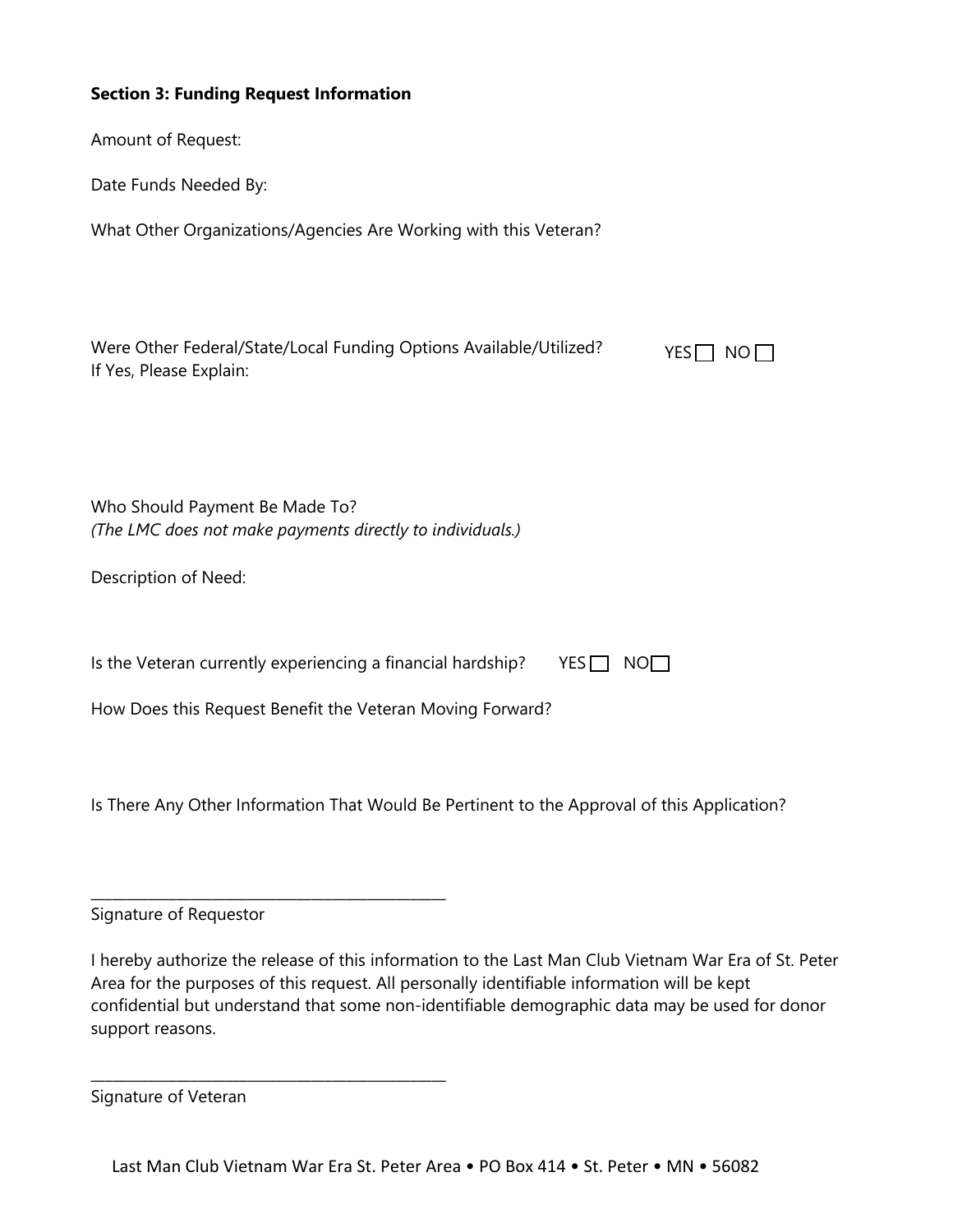**Section 3: Funding Request Information**

Amount of Request:

Date Funds Needed By:

What Other Organizations/Agencies Are Working with this Veteran?

Were Other Federal/State/Local Funding Options Available/Utilized? YES ☐ NO ☐
If Yes, Please Explain:

Who Should Payment Be Made To?
*(The LMC does not make payments directly to individuals.)*

Description of Need:

Is the Veteran currently experiencing a financial hardship? YES ☐ NO ☐

How Does this Request Benefit the Veteran Moving Forward?

Is There Any Other Information That Would Be Pertinent to the Approval of this Application?

_______________________________________________
Signature of Requestor

I hereby authorize the release of this information to the Last Man Club Vietnam War Era of St. Peter Area for the purposes of this request. All personally identifiable information will be kept confidential but understand that some non-identifiable demographic data may be used for donor support reasons.

_______________________________________________
Signature of Veteran

Last Man Club Vietnam War Era St. Peter Area • PO Box 414 • St. Peter • MN • 56082